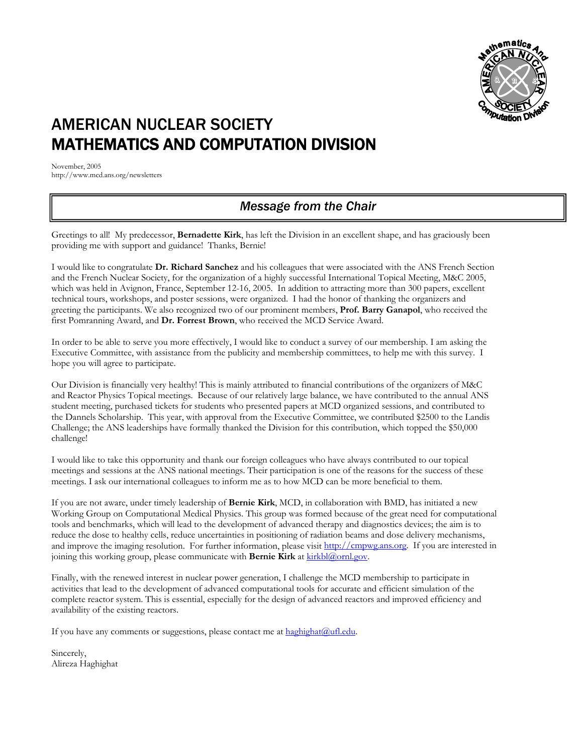# AMERICAN NUCLEAR SOCIETY
# MATHEMATICS AND COMPUTATION DIVISION

November, 2005
http://www.mcd.ans.org/newsletters

## *Message from the Chair*

Greetings to all! My predecessor, **Bernadette Kirk**, has left the Division in an excellent shape, and has graciously been providing me with support and guidance! Thanks, Bernie!

I would like to congratulate **Dr. Richard Sanchez** and his colleagues that were associated with the ANS French Section and the French Nuclear Society, for the organization of a highly successful International Topical Meeting, M&C 2005, which was held in Avignon, France, September 12-16, 2005. In addition to attracting more than 300 papers, excellent technical tours, workshops, and poster sessions, were organized. I had the honor of thanking the organizers and greeting the participants. We also recognized two of our prominent members, **Prof. Barry Ganapol**, who received the first Pomranning Award, and **Dr. Forrest Brown**, who received the MCD Service Award.

In order to be able to serve you more effectively, I would like to conduct a survey of our membership. I am asking the Executive Committee, with assistance from the publicity and membership committees, to help me with this survey. I hope you will agree to participate.

Our Division is financially very healthy! This is mainly attributed to financial contributions of the organizers of M&C and Reactor Physics Topical meetings. Because of our relatively large balance, we have contributed to the annual ANS student meeting, purchased tickets for students who presented papers at MCD organized sessions, and contributed to the Dannels Scholarship. This year, with approval from the Executive Committee, we contributed $2500 to the Landis Challenge; the ANS leaderships have formally thanked the Division for this contribution, which topped the $50,000 challenge!

I would like to take this opportunity and thank our foreign colleagues who have always contributed to our topical meetings and sessions at the ANS national meetings. Their participation is one of the reasons for the success of these meetings. I ask our international colleagues to inform me as to how MCD can be more beneficial to them.

If you are not aware, under timely leadership of **Bernie Kirk**, MCD, in collaboration with BMD, has initiated a new Working Group on Computational Medical Physics. This group was formed because of the great need for computational tools and benchmarks, which will lead to the development of advanced therapy and diagnostics devices; the aim is to reduce the dose to healthy cells, reduce uncertainties in positioning of radiation beams and dose delivery mechanisms, and improve the imaging resolution. For further information, please visit http://cmpwg.ans.org. If you are interested in joining this working group, please communicate with **Bernie Kirk** at kirkbl@ornl.gov.

Finally, with the renewed interest in nuclear power generation, I challenge the MCD membership to participate in activities that lead to the development of advanced computational tools for accurate and efficient simulation of the complete reactor system. This is essential, especially for the design of advanced reactors and improved efficiency and availability of the existing reactors.

If you have any comments or suggestions, please contact me at haghighat@ufl.edu.

Sincerely,
Alireza Haghighat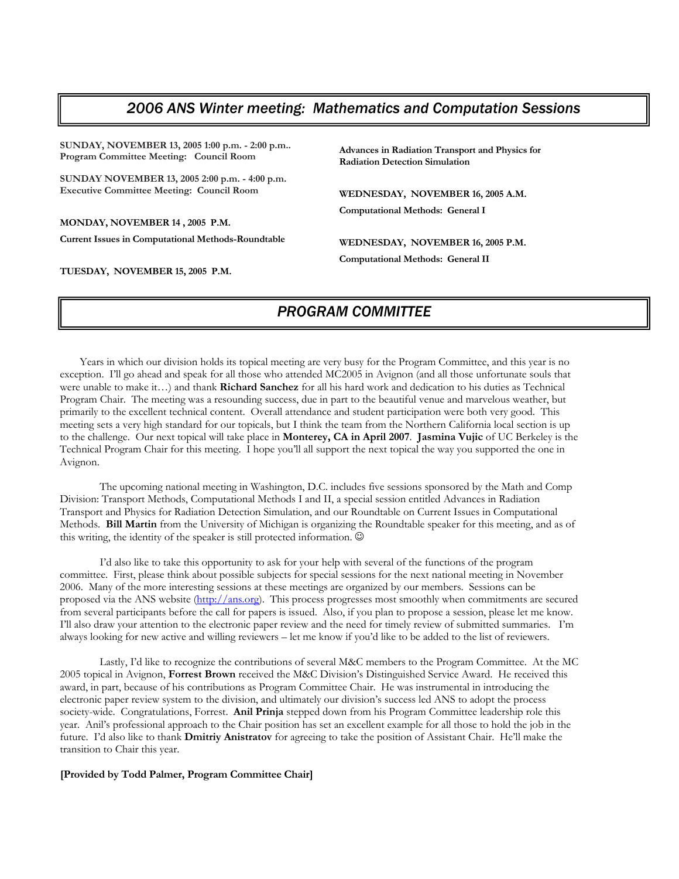## *2006 ANS Winter meeting: Mathematics and Computation Sessions*

**SUNDAY, NOVEMBER 13, 2005 1:00 p.m. - 2:00 p.m..**
**Program Committee Meeting: Council Room**

**SUNDAY NOVEMBER 13, 2005 2:00 p.m. - 4:00 p.m.**
**Executive Committee Meeting: Council Room**

**MONDAY, NOVEMBER 14 , 2005 P.M.**

**Current Issues in Computational Methods-Roundtable**

**TUESDAY, NOVEMBER 15, 2005 P.M.**

**Advances in Radiation Transport and Physics for Radiation Detection Simulation**

**WEDNESDAY, NOVEMBER 16, 2005 A.M.**

**Computational Methods: General I**

**WEDNESDAY, NOVEMBER 16, 2005 P.M.**

**Computational Methods: General II**

## *PROGRAM COMMITTEE*

Years in which our division holds its topical meeting are very busy for the Program Committee, and this year is no exception. I'll go ahead and speak for all those who attended MC2005 in Avignon (and all those unfortunate souls that were unable to make it…) and thank **Richard Sanchez** for all his hard work and dedication to his duties as Technical Program Chair. The meeting was a resounding success, due in part to the beautiful venue and marvelous weather, but primarily to the excellent technical content. Overall attendance and student participation were both very good. This meeting sets a very high standard for our topicals, but I think the team from the Northern California local section is up to the challenge. Our next topical will take place in **Monterey, CA in April 2007**. **Jasmina Vujic** of UC Berkeley is the Technical Program Chair for this meeting. I hope you'll all support the next topical the way you supported the one in Avignon.

The upcoming national meeting in Washington, D.C. includes five sessions sponsored by the Math and Comp Division: Transport Methods, Computational Methods I and II, a special session entitled Advances in Radiation Transport and Physics for Radiation Detection Simulation, and our Roundtable on Current Issues in Computational Methods. **Bill Martin** from the University of Michigan is organizing the Roundtable speaker for this meeting, and as of this writing, the identity of the speaker is still protected information. ☺

I'd also like to take this opportunity to ask for your help with several of the functions of the program committee. First, please think about possible subjects for special sessions for the next national meeting in November 2006. Many of the more interesting sessions at these meetings are organized by our members. Sessions can be proposed via the ANS website (http://ans.org). This process progresses most smoothly when commitments are secured from several participants before the call for papers is issued. Also, if you plan to propose a session, please let me know. I'll also draw your attention to the electronic paper review and the need for timely review of submitted summaries. I'm always looking for new active and willing reviewers – let me know if you'd like to be added to the list of reviewers.

Lastly, I'd like to recognize the contributions of several M&C members to the Program Committee. At the MC 2005 topical in Avignon, **Forrest Brown** received the M&C Division's Distinguished Service Award. He received this award, in part, because of his contributions as Program Committee Chair. He was instrumental in introducing the electronic paper review system to the division, and ultimately our division's success led ANS to adopt the process society-wide. Congratulations, Forrest. **Anil Prinja** stepped down from his Program Committee leadership role this year. Anil's professional approach to the Chair position has set an excellent example for all those to hold the job in the future. I'd also like to thank **Dmitriy Anistratov** for agreeing to take the position of Assistant Chair. He'll make the transition to Chair this year.

**[Provided by Todd Palmer, Program Committee Chair]**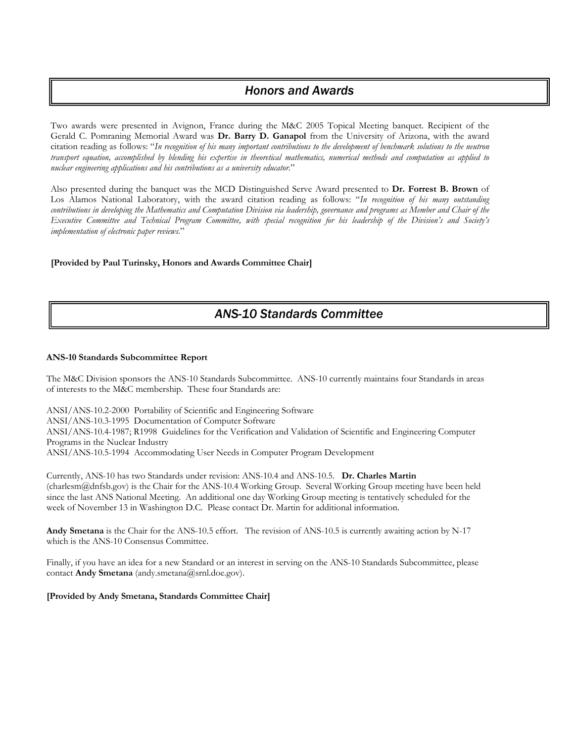## *Honors and Awards*

Two awards were presented in Avignon, France during the M&C 2005 Topical Meeting banquet. Recipient of the Gerald C. Pomraning Memorial Award was **Dr. Barry D. Ganapol** from the University of Arizona, with the award citation reading as follows: "*In recognition of his many important contributions to the development of benchmark solutions to the neutron transport equation, accomplished by blending his expertise in theoretical mathematics, numerical methods and computation as applied to nuclear engineering applications and his contributions as a university educator.*"

Also presented during the banquet was the MCD Distinguished Serve Award presented to **Dr. Forrest B. Brown** of Los Alamos National Laboratory, with the award citation reading as follows: "*In recognition of his many outstanding contributions in developing the Mathematics and Computation Division via leadership, governance and programs as Member and Chair of the Executive Committee and Technical Program Committee, with special recognition for his leadership of the Division's and Society's implementation of electronic paper reviews.*"

**[Provided by Paul Turinsky, Honors and Awards Committee Chair]**

## *ANS-10 Standards Committee*

**ANS-10 Standards Subcommittee Report**

The M&C Division sponsors the ANS-10 Standards Subcommittee. ANS-10 currently maintains four Standards in areas of interests to the M&C membership. These four Standards are:

ANSI/ANS-10.2-2000 Portability of Scientific and Engineering Software
ANSI/ANS-10.3-1995 Documentation of Computer Software
ANSI/ANS-10.4-1987; R1998 Guidelines for the Verification and Validation of Scientific and Engineering Computer Programs in the Nuclear Industry
ANSI/ANS-10.5-1994 Accommodating User Needs in Computer Program Development

Currently, ANS-10 has two Standards under revision: ANS-10.4 and ANS-10.5. **Dr. Charles Martin** (charlesm@dnfsb.gov) is the Chair for the ANS-10.4 Working Group. Several Working Group meeting have been held since the last ANS National Meeting. An additional one day Working Group meeting is tentatively scheduled for the week of November 13 in Washington D.C. Please contact Dr. Martin for additional information.

**Andy Smetana** is the Chair for the ANS-10.5 effort. The revision of ANS-10.5 is currently awaiting action by N-17 which is the ANS-10 Consensus Committee.

Finally, if you have an idea for a new Standard or an interest in serving on the ANS-10 Standards Subcommittee, please contact **Andy Smetana** (andy.smetana@srnl.doe.gov).

**[Provided by Andy Smetana, Standards Committee Chair]**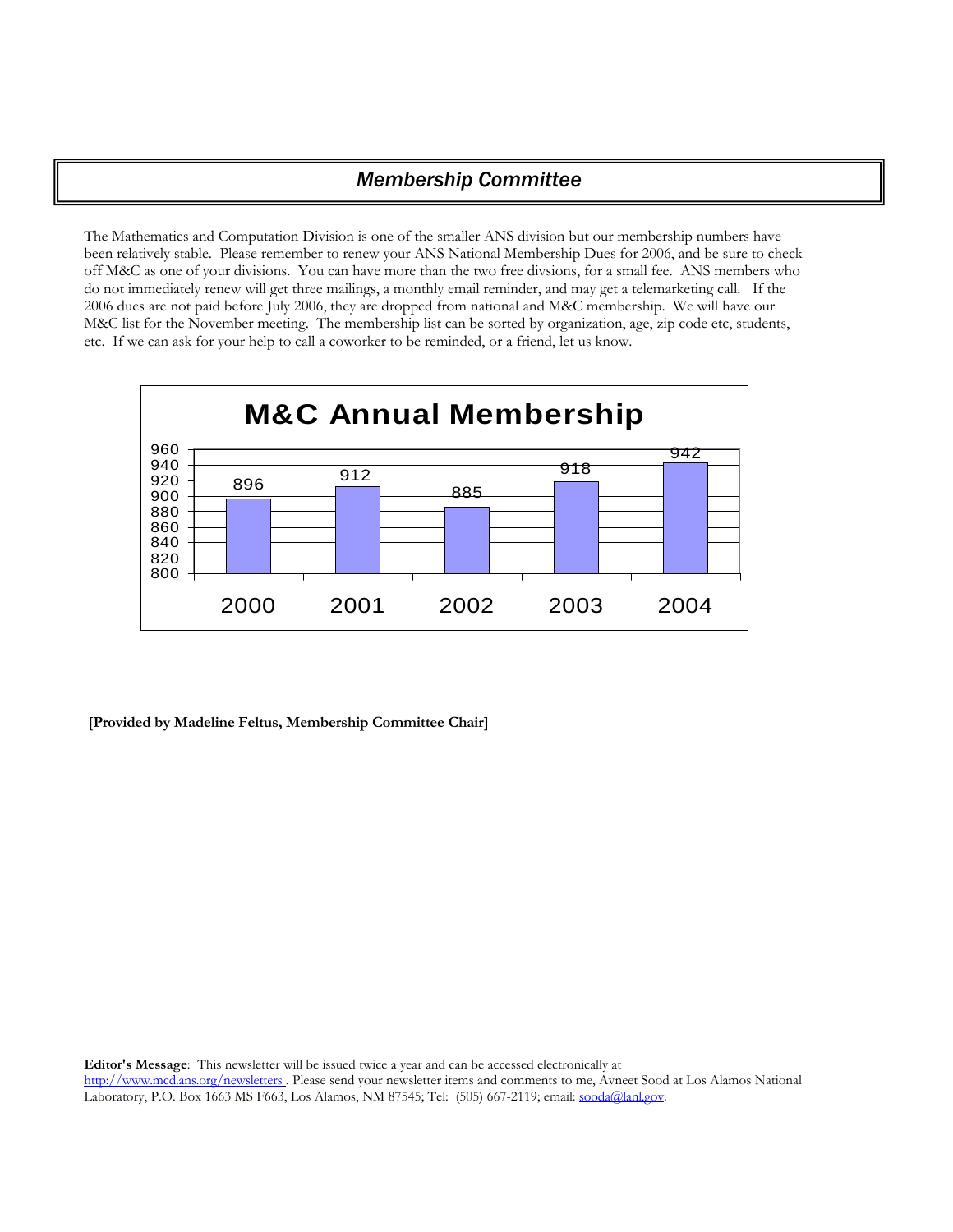## *Membership Committee*

The Mathematics and Computation Division is one of the smaller ANS division but our membership numbers have been relatively stable. Please remember to renew your ANS National Membership Dues for 2006, and be sure to check off M&C as one of your divisions. You can have more than the two free divsions, for a small fee. ANS members who do not immediately renew will get three mailings, a monthly email reminder, and may get a telemarketing call. If the 2006 dues are not paid before July 2006, they are dropped from national and M&C membership. We will have our M&C list for the November meeting. The membership list can be sorted by organization, age, zip code etc, students, etc. If we can ask for your help to call a coworker to be reminded, or a friend, let us know.

**M&C Annual Membership**

| Year | Members |
|---|---|
| 2000 | 896 |
| 2001 | 912 |
| 2002 | 885 |
| 2003 | 918 |
| 2004 | 942 |

**[Provided by Madeline Feltus, Membership Committee Chair]**

**Editor's Message**: This newsletter will be issued twice a year and can be accessed electronically at http://www.mcd.ans.org/newsletters . Please send your newsletter items and comments to me, Avneet Sood at Los Alamos National Laboratory, P.O. Box 1663 MS F663, Los Alamos, NM 87545; Tel: (505) 667-2119; email: sooda@lanl.gov.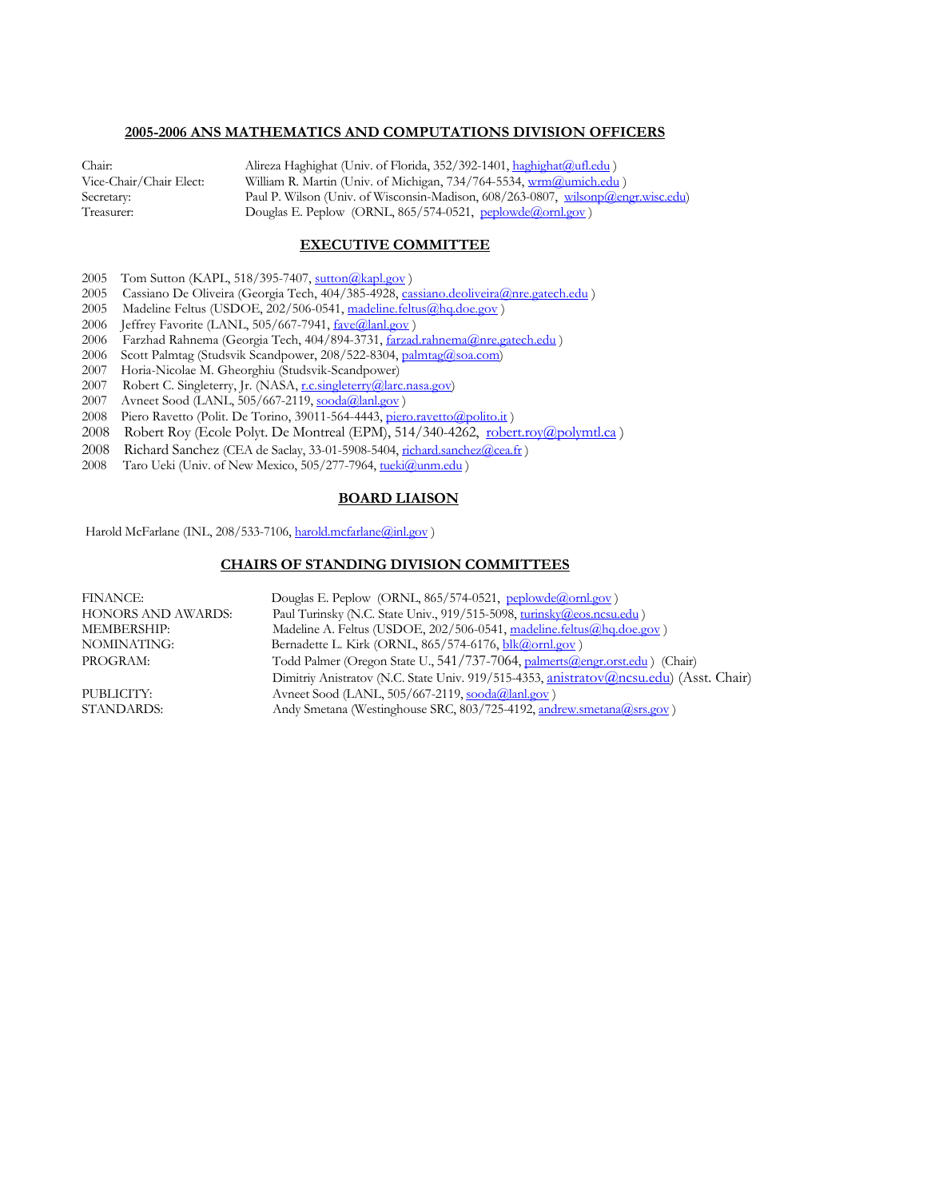## 2005-2006 ANS MATHEMATICS AND COMPUTATIONS DIVISION OFFICERS

| | |
|---|---|
| Chair: | Alireza Haghighat (Univ. of Florida, 352/392-1401, haghighat@ufl.edu ) |
| Vice-Chair/Chair Elect: | William R. Martin (Univ. of Michigan, 734/764-5534, wrm@umich.edu ) |
| Secretary: | Paul P. Wilson (Univ. of Wisconsin-Madison, 608/263-0807, wilsonp@engr.wisc.edu) |
| Treasurer: | Douglas E. Peplow (ORNL, 865/574-0521, peplowde@ornl.gov ) |

## EXECUTIVE COMMITTEE

2005 Tom Sutton (KAPL, 518/395-7407, sutton@kapl.gov )
2005 Cassiano De Oliveira (Georgia Tech, 404/385-4928, cassiano.deoliveira@nre.gatech.edu )
2005 Madeline Feltus (USDOE, 202/506-0541, madeline.feltus@hq.doe.gov )
2006 Jeffrey Favorite (LANL, 505/667-7941, fave@lanl.gov )
2006 Farzhad Rahnema (Georgia Tech, 404/894-3731, farzad.rahnema@nre.gatech.edu )
2006 Scott Palmtag (Studsvik Scandpower, 208/522-8304, palmtag@soa.com)
2007 Horia-Nicolae M. Gheorghiu (Studsvik-Scandpower)
2007 Robert C. Singleterry, Jr. (NASA, r.c.singleterry@larc.nasa.gov)
2007 Avneet Sood (LANL, 505/667-2119, sooda@lanl.gov )
2008 Piero Ravetto (Polit. De Torino, 39011-564-4443, piero.ravetto@polito.it )
2008 Robert Roy (Ecole Polyt. De Montreal (EPM), 514/340-4262, robert.roy@polymtl.ca )
2008 Richard Sanchez (CEA de Saclay, 33-01-5908-5404, richard.sanchez@cea.fr )
2008 Taro Ueki (Univ. of New Mexico, 505/277-7964, tueki@unm.edu )

## BOARD LIAISON

Harold McFarlane (INL, 208/533-7106, harold.mcfarlane@inl.gov )

## CHAIRS OF STANDING DIVISION COMMITTEES

| | |
|---|---|
| FINANCE: | Douglas E. Peplow (ORNL, 865/574-0521, peplowde@ornl.gov ) |
| HONORS AND AWARDS: | Paul Turinsky (N.C. State Univ., 919/515-5098, turinsky@eos.ncsu.edu ) |
| MEMBERSHIP: | Madeline A. Feltus (USDOE, 202/506-0541, madeline.feltus@hq.doe.gov ) |
| NOMINATING: | Bernadette L. Kirk (ORNL, 865/574-6176, blk@ornl.gov ) |
| PROGRAM: | Todd Palmer (Oregon State U., 541/737-7064, palmerts@engr.orst.edu ) (Chair) |
| | Dimitriy Anistratov (N.C. State Univ. 919/515-4353, anistratov@ncsu.edu) (Asst. Chair) |
| PUBLICITY: | Avneet Sood (LANL, 505/667-2119, sooda@lanl.gov ) |
| STANDARDS: | Andy Smetana (Westinghouse SRC, 803/725-4192, andrew.smetana@srs.gov ) |